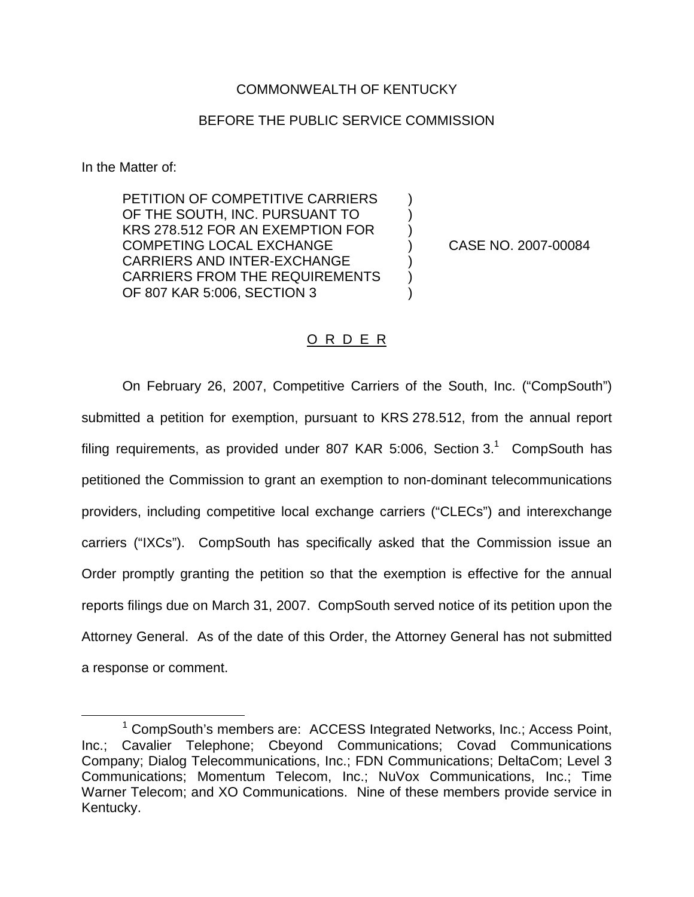COMMONWEALTH OF KENTUCKY

BEFORE THE PUBLIC SERVICE COMMISSION

In the Matter of:

PETITION OF COMPETITIVE CARRIERS OF THE SOUTH, INC. PURSUANT TO KRS 278.512 FOR AN EXEMPTION FOR COMPETING LOCAL EXCHANGE CARRIERS AND INTER-EXCHANGE CARRIERS FROM THE REQUIREMENTS OF 807 KAR 5:006, SECTION 3 ) ) ) ) ) ) )

CASE NO. 2007-00084

O R D E R

On February 26, 2007, Competitive Carriers of the South, Inc. ("CompSouth") submitted a petition for exemption, pursuant to KRS 278.512, from the annual report filing requirements, as provided under 807 KAR 5:006, Section 3.[1] CompSouth has petitioned the Commission to grant an exemption to non-dominant telecommunications providers, including competitive local exchange carriers ("CLECs") and interexchange carriers ("IXCs"). CompSouth has specifically asked that the Commission issue an Order promptly granting the petition so that the exemption is effective for the annual reports filings due on March 31, 2007. CompSouth served notice of its petition upon the Attorney General. As of the date of this Order, the Attorney General has not submitted a response or comment.

[1] CompSouth's members are: ACCESS Integrated Networks, Inc.; Access Point, Inc.; Cavalier Telephone; Cbeyond Communications; Covad Communications Company; Dialog Telecommunications, Inc.; FDN Communications; DeltaCom; Level 3 Communications; Momentum Telecom, Inc.; NuVox Communications, Inc.; Time Warner Telecom; and XO Communications. Nine of these members provide service in Kentucky.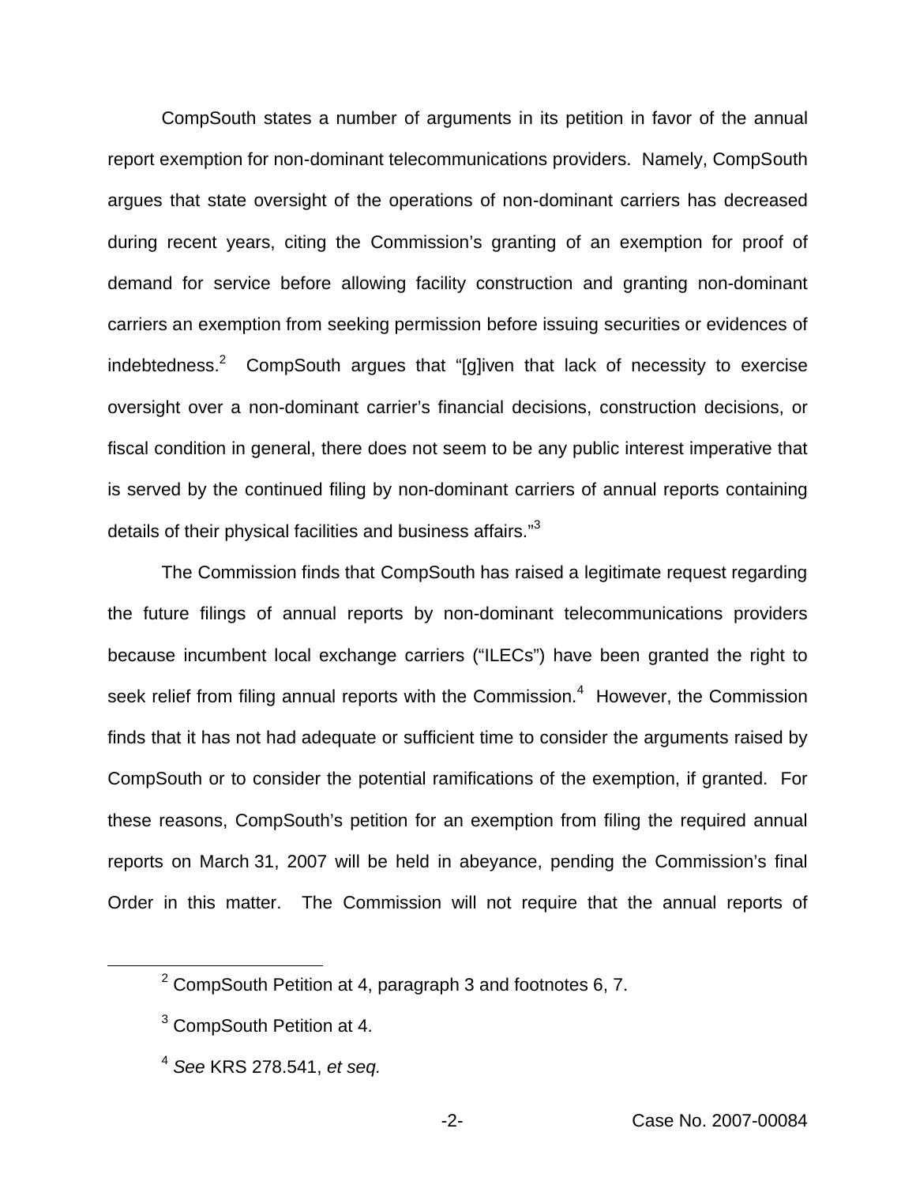CompSouth states a number of arguments in its petition in favor of the annual report exemption for non-dominant telecommunications providers. Namely, CompSouth argues that state oversight of the operations of non-dominant carriers has decreased during recent years, citing the Commission's granting of an exemption for proof of demand for service before allowing facility construction and granting non-dominant carriers an exemption from seeking permission before issuing securities or evidences of indebtedness.[2] CompSouth argues that "[g]iven that lack of necessity to exercise oversight over a non-dominant carrier's financial decisions, construction decisions, or fiscal condition in general, there does not seem to be any public interest imperative that is served by the continued filing by non-dominant carriers of annual reports containing details of their physical facilities and business affairs."[3]

The Commission finds that CompSouth has raised a legitimate request regarding the future filings of annual reports by non-dominant telecommunications providers because incumbent local exchange carriers ("ILECs") have been granted the right to seek relief from filing annual reports with the Commission.[4] However, the Commission finds that it has not had adequate or sufficient time to consider the arguments raised by CompSouth or to consider the potential ramifications of the exemption, if granted. For these reasons, CompSouth's petition for an exemption from filing the required annual reports on March 31, 2007 will be held in abeyance, pending the Commission's final Order in this matter. The Commission will not require that the annual reports of

[2] CompSouth Petition at 4, paragraph 3 and footnotes 6, 7.

[3] CompSouth Petition at 4.

[4] *See* KRS 278.541, *et seq.*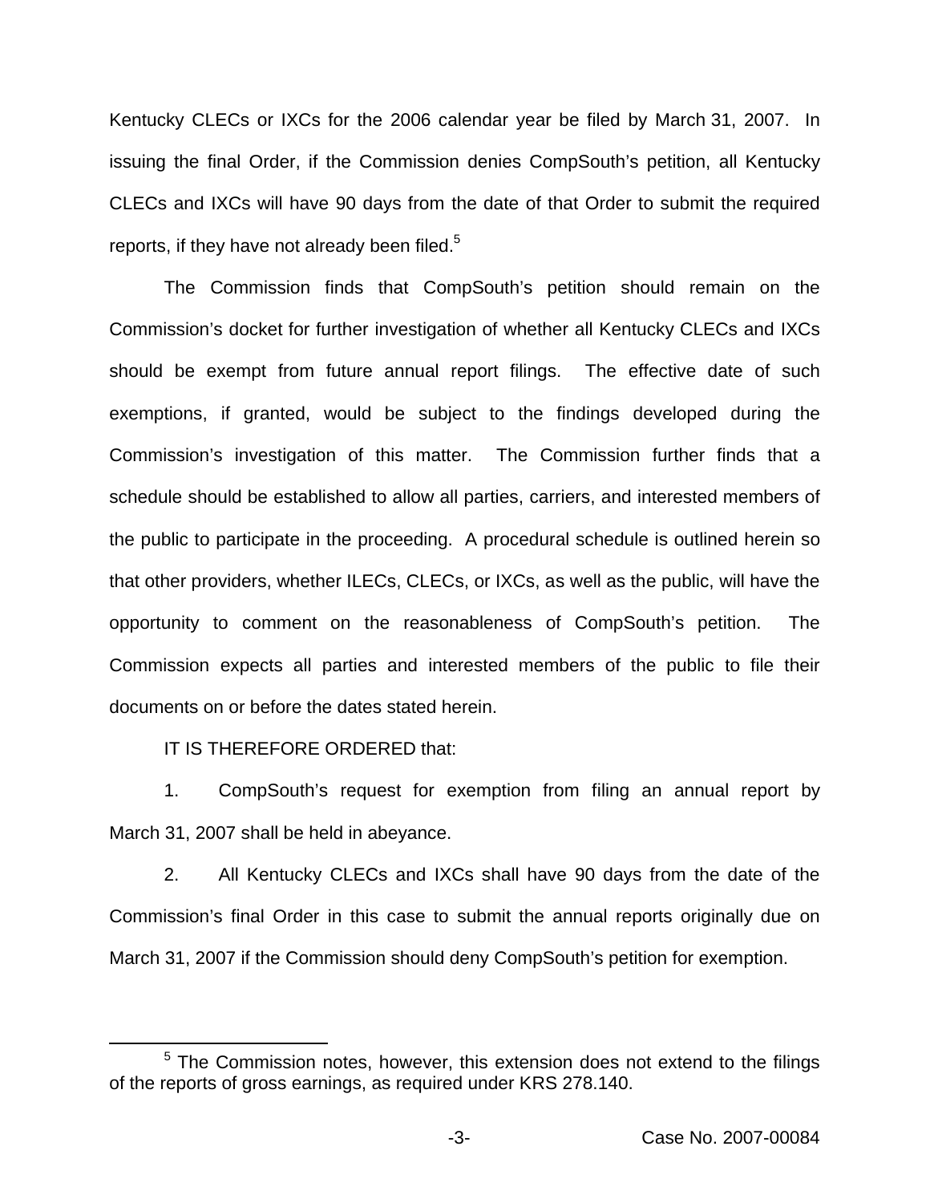Kentucky CLECs or IXCs for the 2006 calendar year be filed by March 31, 2007. In issuing the final Order, if the Commission denies CompSouth's petition, all Kentucky CLECs and IXCs will have 90 days from the date of that Order to submit the required reports, if they have not already been filed.[5]

The Commission finds that CompSouth's petition should remain on the Commission's docket for further investigation of whether all Kentucky CLECs and IXCs should be exempt from future annual report filings. The effective date of such exemptions, if granted, would be subject to the findings developed during the Commission's investigation of this matter. The Commission further finds that a schedule should be established to allow all parties, carriers, and interested members of the public to participate in the proceeding. A procedural schedule is outlined herein so that other providers, whether ILECs, CLECs, or IXCs, as well as the public, will have the opportunity to comment on the reasonableness of CompSouth's petition. The Commission expects all parties and interested members of the public to file their documents on or before the dates stated herein.

IT IS THEREFORE ORDERED that:

1. CompSouth's request for exemption from filing an annual report by March 31, 2007 shall be held in abeyance.

2. All Kentucky CLECs and IXCs shall have 90 days from the date of the Commission's final Order in this case to submit the annual reports originally due on March 31, 2007 if the Commission should deny CompSouth's petition for exemption.

[5] The Commission notes, however, this extension does not extend to the filings of the reports of gross earnings, as required under KRS 278.140.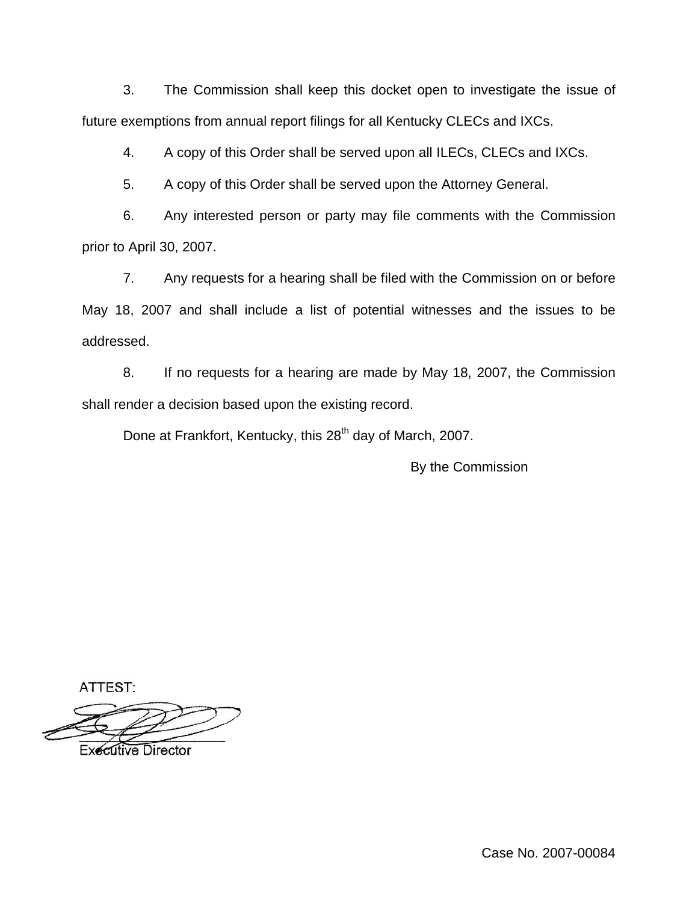3. The Commission shall keep this docket open to investigate the issue of future exemptions from annual report filings for all Kentucky CLECs and IXCs.

4. A copy of this Order shall be served upon all ILECs, CLECs and IXCs.

5. A copy of this Order shall be served upon the Attorney General.

6. Any interested person or party may file comments with the Commission prior to April 30, 2007.

7. Any requests for a hearing shall be filed with the Commission on or before May 18, 2007 and shall include a list of potential witnesses and the issues to be addressed.

8. If no requests for a hearing are made by May 18, 2007, the Commission shall render a decision based upon the existing record.

Done at Frankfort, Kentucky, this 28th day of March, 2007.

By the Commission

ATTEST:

Executive Director

Case No. 2007-00084